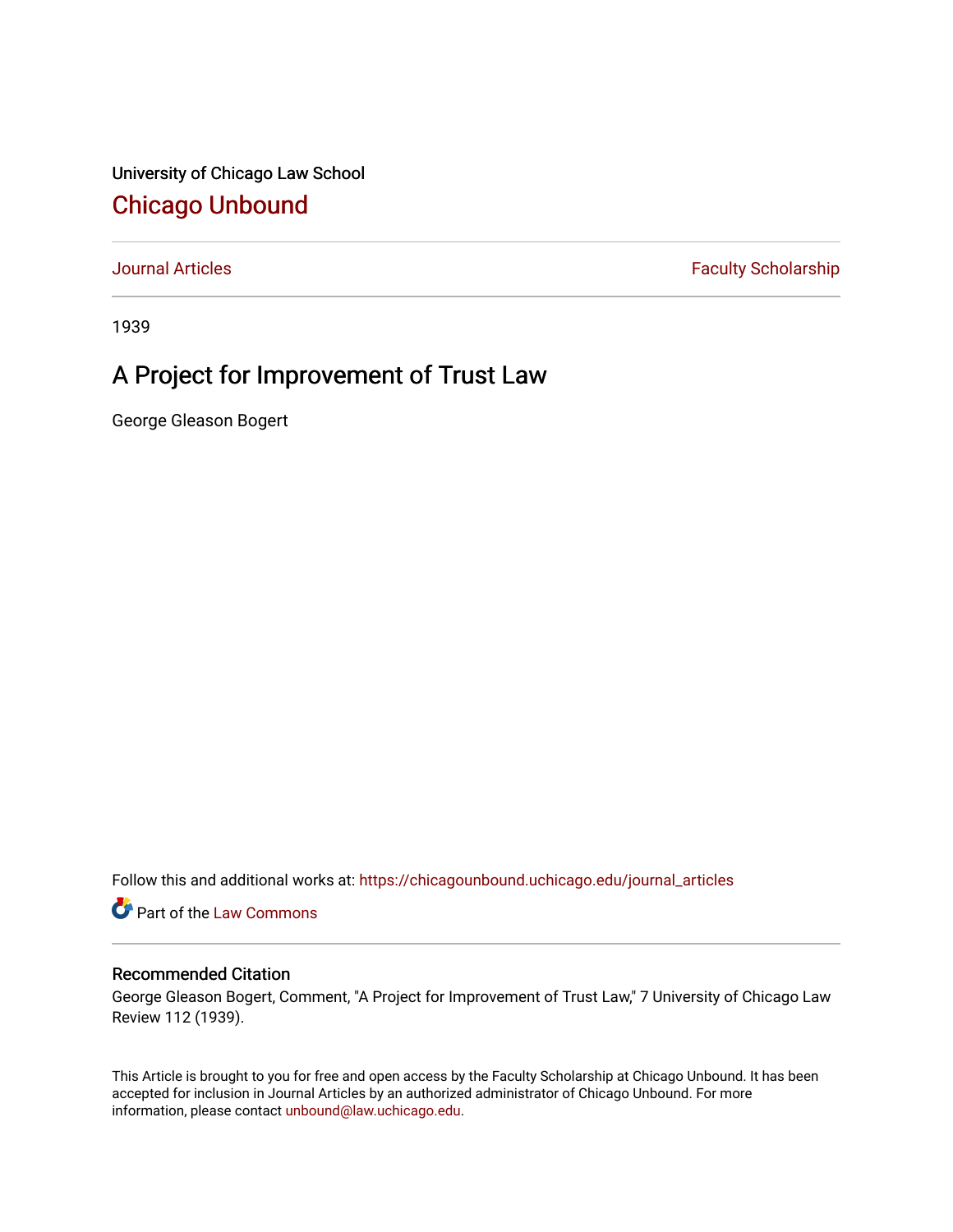University of Chicago Law School

# Chicago Unbound

Journal Articles | Faculty Scholarship

1939

## A Project for Improvement of Trust Law

George Gleason Bogert

Follow this and additional works at: https://chicagounbound.uchicago.edu/journal_articles

Part of the Law Commons

### Recommended Citation

George Gleason Bogert, Comment, "A Project for Improvement of Trust Law," 7 University of Chicago Law Review 112 (1939).

This Article is brought to you for free and open access by the Faculty Scholarship at Chicago Unbound. It has been accepted for inclusion in Journal Articles by an authorized administrator of Chicago Unbound. For more information, please contact unbound@law.uchicago.edu.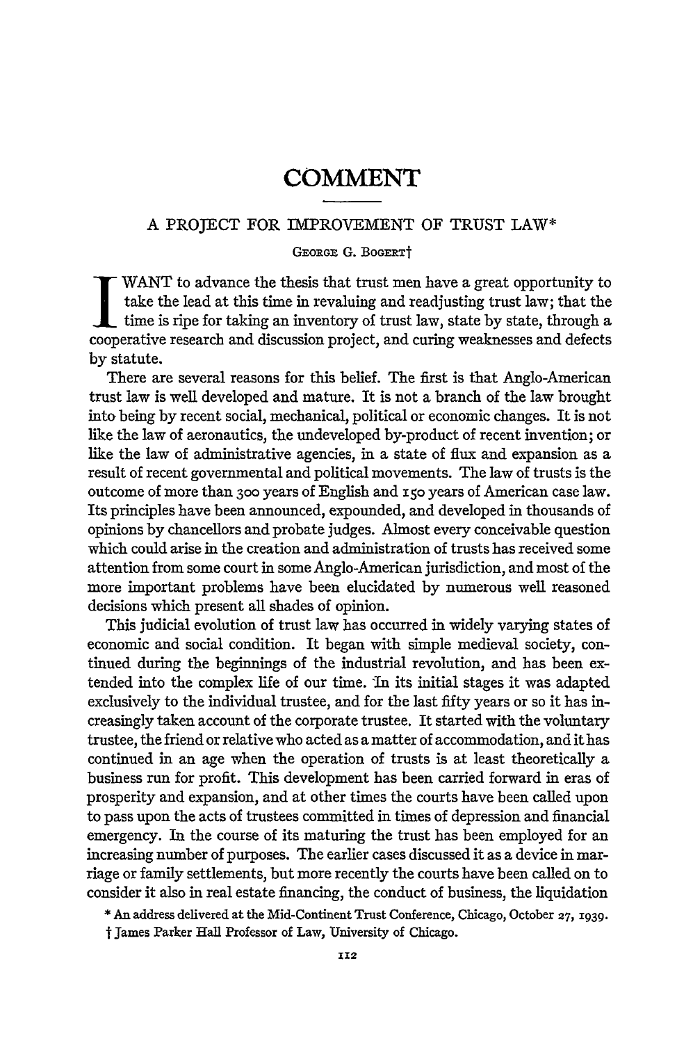# COMMENT

## A PROJECT FOR IMPROVEMENT OF TRUST LAW*

GEORGE G. BOGERT†

I WANT to advance the thesis that trust men have a great opportunity to take the lead at this time in revaluing and readjusting trust law; that the time is ripe for taking an inventory of trust law, state by state, through a cooperative research and discussion project, and curing weaknesses and defects by statute.

There are several reasons for this belief. The first is that Anglo-American trust law is well developed and mature. It is not a branch of the law brought into being by recent social, mechanical, political or economic changes. It is not like the law of aeronautics, the undeveloped by-product of recent invention; or like the law of administrative agencies, in a state of flux and expansion as a result of recent governmental and political movements. The law of trusts is the outcome of more than 300 years of English and 150 years of American case law. Its principles have been announced, expounded, and developed in thousands of opinions by chancellors and probate judges. Almost every conceivable question which could arise in the creation and administration of trusts has received some attention from some court in some Anglo-American jurisdiction, and most of the more important problems have been elucidated by numerous well reasoned decisions which present all shades of opinion.

This judicial evolution of trust law has occurred in widely varying states of economic and social condition. It began with simple medieval society, continued during the beginnings of the industrial revolution, and has been extended into the complex life of our time. In its initial stages it was adapted exclusively to the individual trustee, and for the last fifty years or so it has increasingly taken account of the corporate trustee. It started with the voluntary trustee, the friend or relative who acted as a matter of accommodation, and it has continued in an age when the operation of trusts is at least theoretically a business run for profit. This development has been carried forward in eras of prosperity and expansion, and at other times the courts have been called upon to pass upon the acts of trustees committed in times of depression and financial emergency. In the course of its maturing the trust has been employed for an increasing number of purposes. The earlier cases discussed it as a device in marriage or family settlements, but more recently the courts have been called on to consider it also in real estate financing, the conduct of business, the liquidation

\* An address delivered at the Mid-Continent Trust Conference, Chicago, October 27, 1939.

† James Parker Hall Professor of Law, University of Chicago.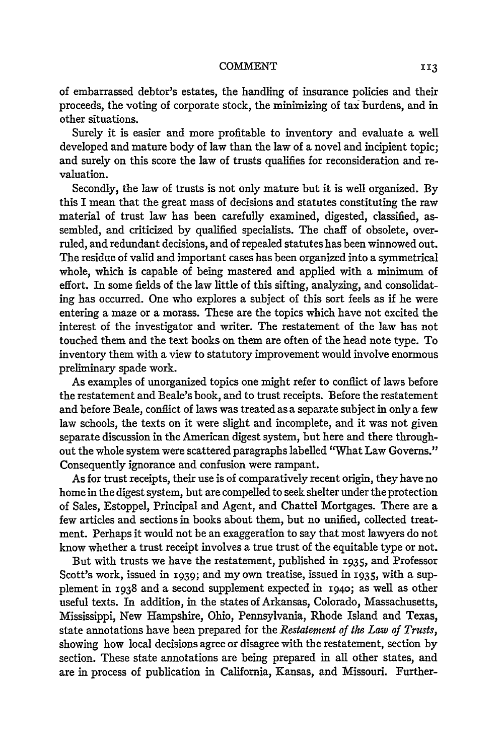of embarrassed debtor's estates, the handling of insurance policies and their proceeds, the voting of corporate stock, the minimizing of tax burdens, and in other situations.

Surely it is easier and more profitable to inventory and evaluate a well developed and mature body of law than the law of a novel and incipient topic; and surely on this score the law of trusts qualifies for reconsideration and revaluation.

Secondly, the law of trusts is not only mature but it is well organized. By this I mean that the great mass of decisions and statutes constituting the raw material of trust law has been carefully examined, digested, classified, assembled, and criticized by qualified specialists. The chaff of obsolete, overruled, and redundant decisions, and of repealed statutes has been winnowed out. The residue of valid and important cases has been organized into a symmetrical whole, which is capable of being mastered and applied with a minimum of effort. In some fields of the law little of this sifting, analyzing, and consolidating has occurred. One who explores a subject of this sort feels as if he were entering a maze or a morass. These are the topics which have not excited the interest of the investigator and writer. The restatement of the law has not touched them and the text books on them are often of the head note type. To inventory them with a view to statutory improvement would involve enormous preliminary spade work.

As examples of unorganized topics one might refer to conflict of laws before the restatement and Beale's book, and to trust receipts. Before the restatement and before Beale, conflict of laws was treated as a separate subject in only a few law schools, the texts on it were slight and incomplete, and it was not given separate discussion in the American digest system, but here and there throughout the whole system were scattered paragraphs labelled "What Law Governs." Consequently ignorance and confusion were rampant.

As for trust receipts, their use is of comparatively recent origin, they have no home in the digest system, but are compelled to seek shelter under the protection of Sales, Estoppel, Principal and Agent, and Chattel Mortgages. There are a few articles and sections in books about them, but no unified, collected treatment. Perhaps it would not be an exaggeration to say that most lawyers do not know whether a trust receipt involves a true trust of the equitable type or not.

But with trusts we have the restatement, published in 1935, and Professor Scott's work, issued in 1939; and my own treatise, issued in 1935, with a supplement in 1938 and a second supplement expected in 1940; as well as other useful texts. In addition, in the states of Arkansas, Colorado, Massachusetts, Mississippi, New Hampshire, Ohio, Pennsylvania, Rhode Island and Texas, state annotations have been prepared for the *Restatement of the Law of Trusts*, showing how local decisions agree or disagree with the restatement, section by section. These state annotations are being prepared in all other states, and are in process of publication in California, Kansas, and Missouri. Further-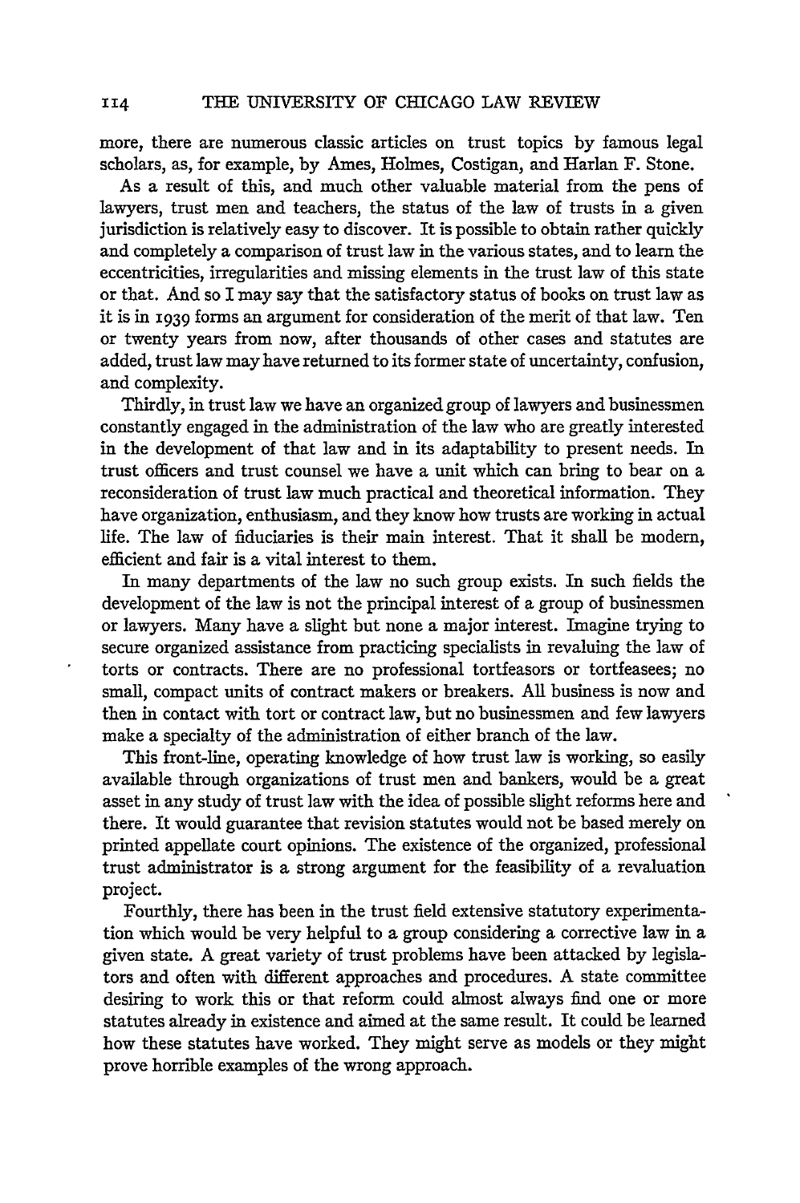more, there are numerous classic articles on trust topics by famous legal scholars, as, for example, by Ames, Holmes, Costigan, and Harlan F. Stone.

As a result of this, and much other valuable material from the pens of lawyers, trust men and teachers, the status of the law of trusts in a given jurisdiction is relatively easy to discover. It is possible to obtain rather quickly and completely a comparison of trust law in the various states, and to learn the eccentricities, irregularities and missing elements in the trust law of this state or that. And so I may say that the satisfactory status of books on trust law as it is in 1939 forms an argument for consideration of the merit of that law. Ten or twenty years from now, after thousands of other cases and statutes are added, trust law may have returned to its former state of uncertainty, confusion, and complexity.

Thirdly, in trust law we have an organized group of lawyers and businessmen constantly engaged in the administration of the law who are greatly interested in the development of that law and in its adaptability to present needs. In trust officers and trust counsel we have a unit which can bring to bear on a reconsideration of trust law much practical and theoretical information. They have organization, enthusiasm, and they know how trusts are working in actual life. The law of fiduciaries is their main interest. That it shall be modern, efficient and fair is a vital interest to them.

In many departments of the law no such group exists. In such fields the development of the law is not the principal interest of a group of businessmen or lawyers. Many have a slight but none a major interest. Imagine trying to secure organized assistance from practicing specialists in revaluing the law of torts or contracts. There are no professional tortfeasors or tortfeasees; no small, compact units of contract makers or breakers. All business is now and then in contact with tort or contract law, but no businessmen and few lawyers make a specialty of the administration of either branch of the law.

This front-line, operating knowledge of how trust law is working, so easily available through organizations of trust men and bankers, would be a great asset in any study of trust law with the idea of possible slight reforms here and there. It would guarantee that revision statutes would not be based merely on printed appellate court opinions. The existence of the organized, professional trust administrator is a strong argument for the feasibility of a revaluation project.

Fourthly, there has been in the trust field extensive statutory experimentation which would be very helpful to a group considering a corrective law in a given state. A great variety of trust problems have been attacked by legislators and often with different approaches and procedures. A state committee desiring to work this or that reform could almost always find one or more statutes already in existence and aimed at the same result. It could be learned how these statutes have worked. They might serve as models or they might prove horrible examples of the wrong approach.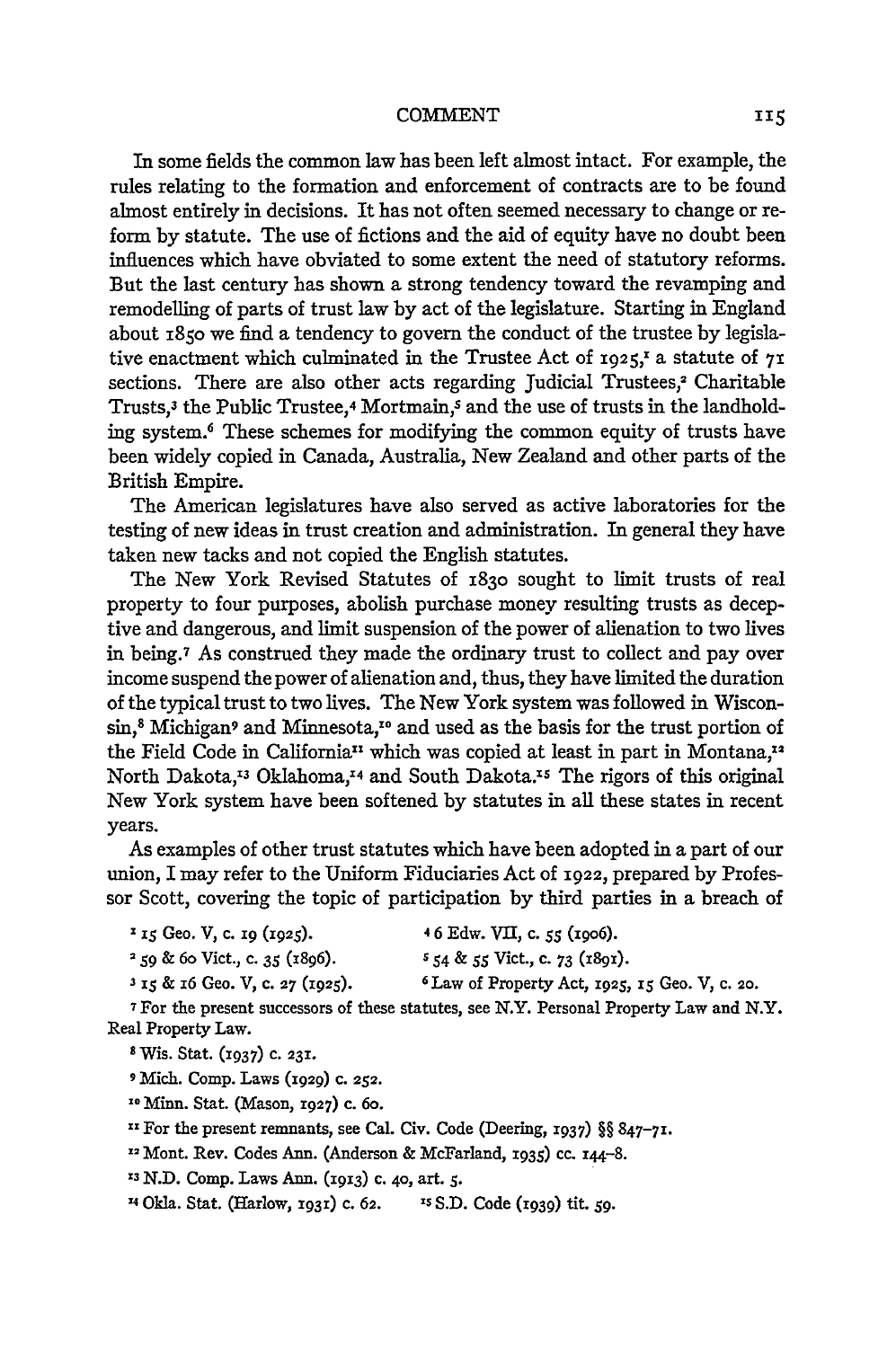In some fields the common law has been left almost intact. For example, the rules relating to the formation and enforcement of contracts are to be found almost entirely in decisions. It has not often seemed necessary to change or reform by statute. The use of fictions and the aid of equity have no doubt been influences which have obviated to some extent the need of statutory reforms. But the last century has shown a strong tendency toward the revamping and remodelling of parts of trust law by act of the legislature. Starting in England about 1850 we find a tendency to govern the conduct of the trustee by legislative enactment which culminated in the Trustee Act of 1925,[1] a statute of 71 sections. There are also other acts regarding Judicial Trustees,[2] Charitable Trusts,[3] the Public Trustee,[4] Mortmain,[5] and the use of trusts in the landholding system.[6] These schemes for modifying the common equity of trusts have been widely copied in Canada, Australia, New Zealand and other parts of the British Empire.

The American legislatures have also served as active laboratories for the testing of new ideas in trust creation and administration. In general they have taken new tacks and not copied the English statutes.

The New York Revised Statutes of 1830 sought to limit trusts of real property to four purposes, abolish purchase money resulting trusts as deceptive and dangerous, and limit suspension of the power of alienation to two lives in being.[7] As construed they made the ordinary trust to collect and pay over income suspend the power of alienation and, thus, they have limited the duration of the typical trust to two lives. The New York system was followed in Wisconsin,[8] Michigan[9] and Minnesota,[10] and used as the basis for the trust portion of the Field Code in California[11] which was copied at least in part in Montana,[12] North Dakota,[13] Oklahoma,[14] and South Dakota.[15] The rigors of this original New York system have been softened by statutes in all these states in recent years.

As examples of other trust statutes which have been adopted in a part of our union, I may refer to the Uniform Fiduciaries Act of 1922, prepared by Professor Scott, covering the topic of participation by third parties in a breach of

[1] 15 Geo. V, c. 19 (1925).

[2] 59 & 60 Vict., c. 35 (1896).

[3] 15 & 16 Geo. V, c. 27 (1925).

[4] 6 Edw. VII, c. 55 (1906).

[5] 54 & 55 Vict., c. 73 (1891).

[6] Law of Property Act, 1925, 15 Geo. V, c. 20.

[7] For the present successors of these statutes, see N.Y. Personal Property Law and N.Y. Real Property Law.

[8] Wis. Stat. (1937) c. 231.

[9] Mich. Comp. Laws (1929) c. 252.

[10] Minn. Stat. (Mason, 1927) c. 60.

[11] For the present remnants, see Cal. Civ. Code (Deering, 1937) §§ 847–71.

[12] Mont. Rev. Codes Ann. (Anderson & McFarland, 1935) cc. 144–8.

[13] N.D. Comp. Laws Ann. (1913) c. 40, art. 5.

[14] Okla. Stat. (Harlow, 1931) c. 62.

[15] S.D. Code (1939) tit. 59.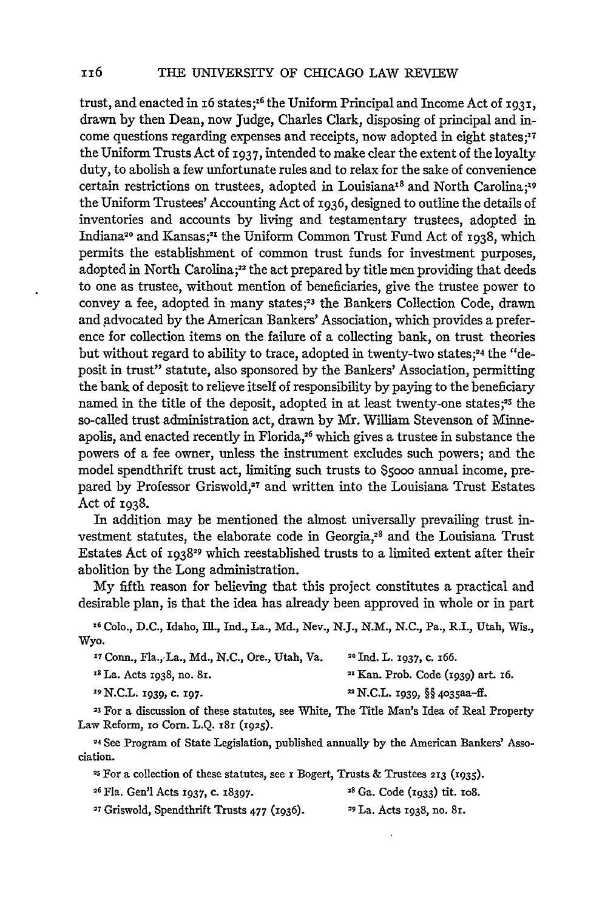trust, and enacted in 16 states;[16] the Uniform Principal and Income Act of 1931, drawn by then Dean, now Judge, Charles Clark, disposing of principal and income questions regarding expenses and receipts, now adopted in eight states;[17] the Uniform Trusts Act of 1937, intended to make clear the extent of the loyalty duty, to abolish a few unfortunate rules and to relax for the sake of convenience certain restrictions on trustees, adopted in Louisiana[18] and North Carolina;[19] the Uniform Trustees' Accounting Act of 1936, designed to outline the details of inventories and accounts by living and testamentary trustees, adopted in Indiana[20] and Kansas;[21] the Uniform Common Trust Fund Act of 1938, which permits the establishment of common trust funds for investment purposes, adopted in North Carolina;[22] the act prepared by title men providing that deeds to one as trustee, without mention of beneficiaries, give the trustee power to convey a fee, adopted in many states;[23] the Bankers Collection Code, drawn and advocated by the American Bankers' Association, which provides a preference for collection items on the failure of a collecting bank, on trust theories but without regard to ability to trace, adopted in twenty-two states;[24] the "deposit in trust" statute, also sponsored by the Bankers' Association, permitting the bank of deposit to relieve itself of responsibility by paying to the beneficiary named in the title of the deposit, adopted in at least twenty-one states;[25] the so-called trust administration act, drawn by Mr. William Stevenson of Minneapolis, and enacted recently in Florida,[26] which gives a trustee in substance the powers of a fee owner, unless the instrument excludes such powers; and the model spendthrift trust act, limiting such trusts to $5000 annual income, prepared by Professor Griswold,[27] and written into the Louisiana Trust Estates Act of 1938.

In addition may be mentioned the almost universally prevailing trust investment statutes, the elaborate code in Georgia,[28] and the Louisiana Trust Estates Act of 1938[29] which reestablished trusts to a limited extent after their abolition by the Long administration.

My fifth reason for believing that this project constitutes a practical and desirable plan, is that the idea has already been approved in whole or in part

[16] Colo., D.C., Idaho, Ill., Ind., La., Md., Nev., N.J., N.M., N.C., Pa., R.I., Utah, Wis., Wyo.

[17] Conn., Fla., La., Md., N.C., Ore., Utah, Va.

[18] La. Acts 1938, no. 81.

[19] N.C.L. 1939, c. 197.

[20] Ind. L. 1937, c. 166.

[21] Kan. Prob. Code (1939) art. 16.

[22] N.C.L. 1939, §§ 4035aa–ff.

[23] For a discussion of these statutes, see White, The Title Man's Idea of Real Property Law Reform, 10 Corn. L.Q. 181 (1925).

[24] See Program of State Legislation, published annually by the American Bankers' Association.

[25] For a collection of these statutes, see 1 Bogert, Trusts & Trustees 213 (1935).

[26] Fla. Gen'l Acts 1937, c. 18397.

[27] Griswold, Spendthrift Trusts 477 (1936).

[28] Ga. Code (1933) tit. 108.

[29] La. Acts 1938, no. 81.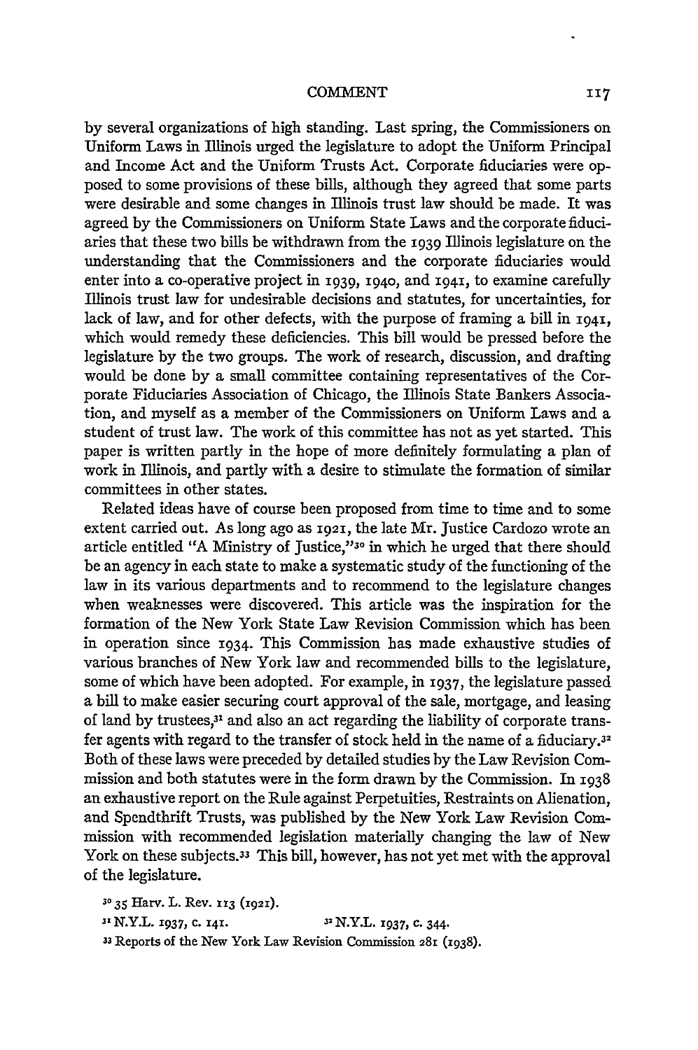by several organizations of high standing. Last spring, the Commissioners on Uniform Laws in Illinois urged the legislature to adopt the Uniform Principal and Income Act and the Uniform Trusts Act. Corporate fiduciaries were opposed to some provisions of these bills, although they agreed that some parts were desirable and some changes in Illinois trust law should be made. It was agreed by the Commissioners on Uniform State Laws and the corporate fiduciaries that these two bills be withdrawn from the 1939 Illinois legislature on the understanding that the Commissioners and the corporate fiduciaries would enter into a co-operative project in 1939, 1940, and 1941, to examine carefully Illinois trust law for undesirable decisions and statutes, for uncertainties, for lack of law, and for other defects, with the purpose of framing a bill in 1941, which would remedy these deficiencies. This bill would be pressed before the legislature by the two groups. The work of research, discussion, and drafting would be done by a small committee containing representatives of the Corporate Fiduciaries Association of Chicago, the Illinois State Bankers Association, and myself as a member of the Commissioners on Uniform Laws and a student of trust law. The work of this committee has not as yet started. This paper is written partly in the hope of more definitely formulating a plan of work in Illinois, and partly with a desire to stimulate the formation of similar committees in other states.

Related ideas have of course been proposed from time to time and to some extent carried out. As long ago as 1921, the late Mr. Justice Cardozo wrote an article entitled "A Ministry of Justice,"[30] in which he urged that there should be an agency in each state to make a systematic study of the functioning of the law in its various departments and to recommend to the legislature changes when weaknesses were discovered. This article was the inspiration for the formation of the New York State Law Revision Commission which has been in operation since 1934. This Commission has made exhaustive studies of various branches of New York law and recommended bills to the legislature, some of which have been adopted. For example, in 1937, the legislature passed a bill to make easier securing court approval of the sale, mortgage, and leasing of land by trustees,[31] and also an act regarding the liability of corporate transfer agents with regard to the transfer of stock held in the name of a fiduciary.[32] Both of these laws were preceded by detailed studies by the Law Revision Commission and both statutes were in the form drawn by the Commission. In 1938 an exhaustive report on the Rule against Perpetuities, Restraints on Alienation, and Spendthrift Trusts, was published by the New York Law Revision Commission with recommended legislation materially changing the law of New York on these subjects.[33] This bill, however, has not yet met with the approval of the legislature.

[30] 35 Harv. L. Rev. 113 (1921).

[31] N.Y.L. 1937, c. 141.

[32] N.Y.L. 1937, c. 344.

[33] Reports of the New York Law Revision Commission 281 (1938).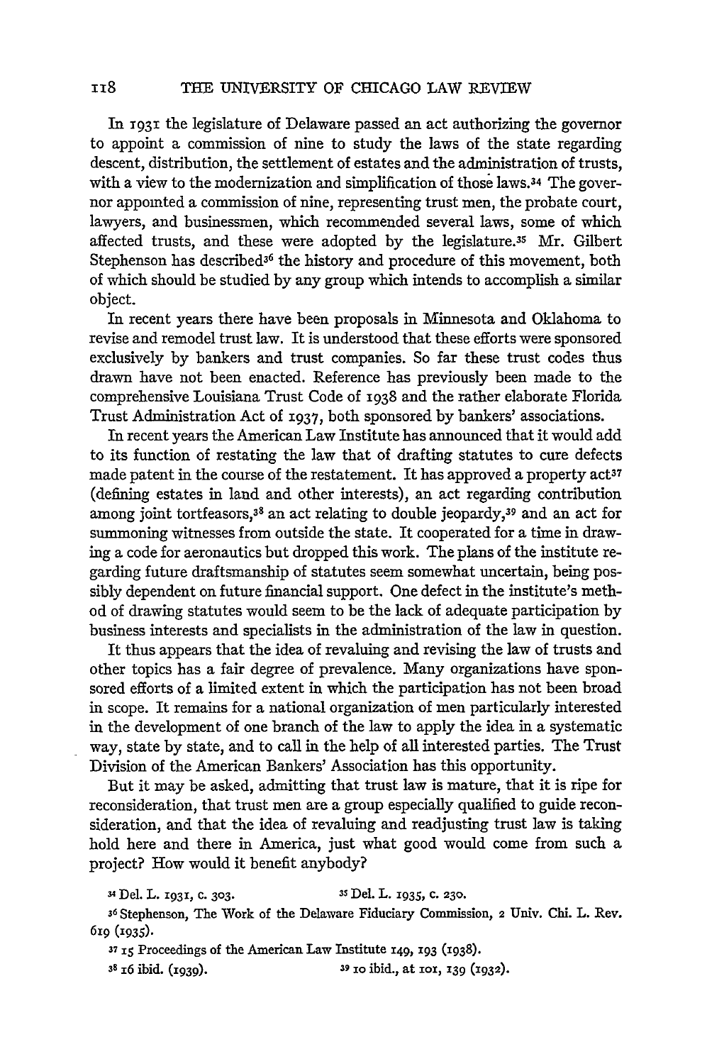In 1931 the legislature of Delaware passed an act authorizing the governor to appoint a commission of nine to study the laws of the state regarding descent, distribution, the settlement of estates and the administration of trusts, with a view to the modernization and simplification of those laws.[34] The governor appointed a commission of nine, representing trust men, the probate court, lawyers, and businessmen, which recommended several laws, some of which affected trusts, and these were adopted by the legislature.[35] Mr. Gilbert Stephenson has described[36] the history and procedure of this movement, both of which should be studied by any group which intends to accomplish a similar object.

In recent years there have been proposals in Minnesota and Oklahoma to revise and remodel trust law. It is understood that these efforts were sponsored exclusively by bankers and trust companies. So far these trust codes thus drawn have not been enacted. Reference has previously been made to the comprehensive Louisiana Trust Code of 1938 and the rather elaborate Florida Trust Administration Act of 1937, both sponsored by bankers' associations.

In recent years the American Law Institute has announced that it would add to its function of restating the law that of drafting statutes to cure defects made patent in the course of the restatement. It has approved a property act[37] (defining estates in land and other interests), an act regarding contribution among joint tortfeasors,[38] an act relating to double jeopardy,[39] and an act for summoning witnesses from outside the state. It cooperated for a time in drawing a code for aeronautics but dropped this work. The plans of the institute regarding future draftsmanship of statutes seem somewhat uncertain, being possibly dependent on future financial support. One defect in the institute's method of drawing statutes would seem to be the lack of adequate participation by business interests and specialists in the administration of the law in question.

It thus appears that the idea of revaluing and revising the law of trusts and other topics has a fair degree of prevalence. Many organizations have sponsored efforts of a limited extent in which the participation has not been broad in scope. It remains for a national organization of men particularly interested in the development of one branch of the law to apply the idea in a systematic way, state by state, and to call in the help of all interested parties. The Trust Division of the American Bankers' Association has this opportunity.

But it may be asked, admitting that trust law is mature, that it is ripe for reconsideration, that trust men are a group especially qualified to guide reconsideration, and that the idea of revaluing and readjusting trust law is taking hold here and there in America, just what good would come from such a project? How would it benefit anybody?

[34] Del. L. 1931, c. 303.

[35] Del. L. 1935, c. 230.

[36] Stephenson, The Work of the Delaware Fiduciary Commission, 2 Univ. Chi. L. Rev. 619 (1935).

[37] 15 Proceedings of the American Law Institute 149, 193 (1938).

[38] 16 ibid. (1939).

[39] 10 ibid., at 101, 139 (1932).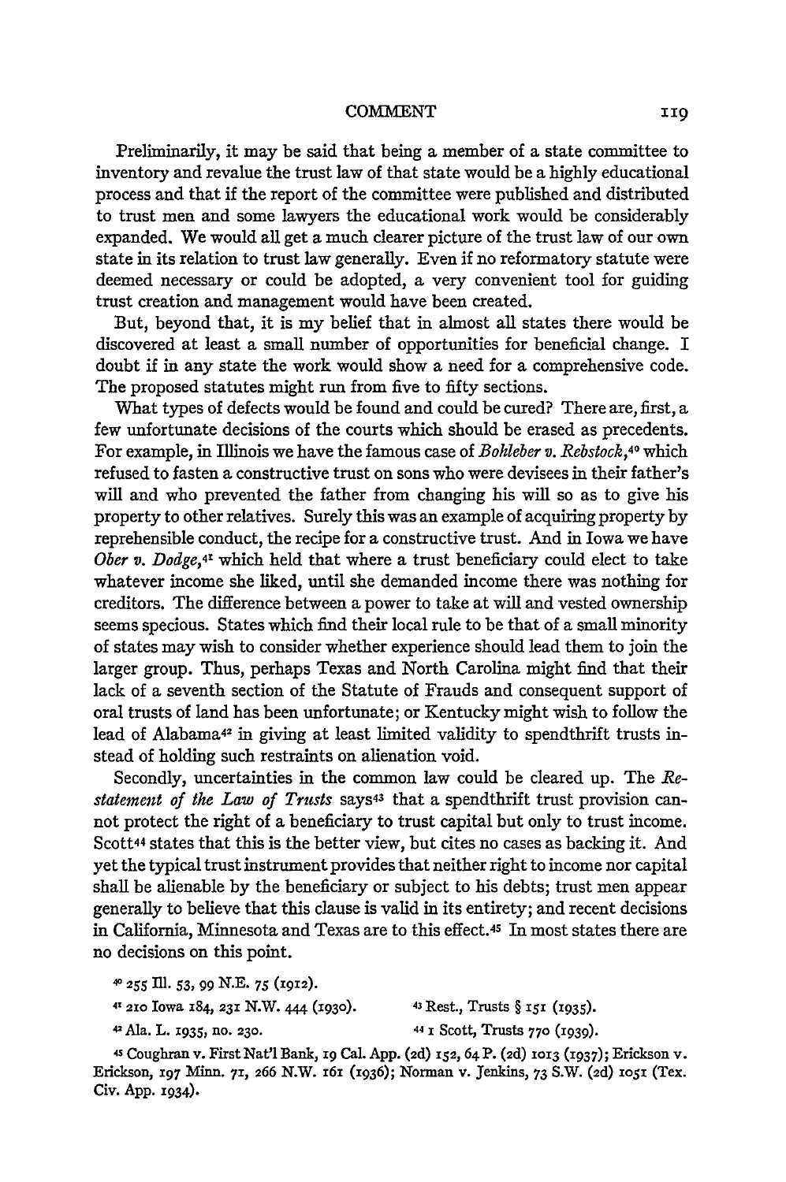Preliminarily, it may be said that being a member of a state committee to inventory and revalue the trust law of that state would be a highly educational process and that if the report of the committee were published and distributed to trust men and some lawyers the educational work would be considerably expanded. We would all get a much clearer picture of the trust law of our own state in its relation to trust law generally. Even if no reformatory statute were deemed necessary or could be adopted, a very convenient tool for guiding trust creation and management would have been created.

But, beyond that, it is my belief that in almost all states there would be discovered at least a small number of opportunities for beneficial change. I doubt if in any state the work would show a need for a comprehensive code. The proposed statutes might run from five to fifty sections.

What types of defects would be found and could be cured? There are, first, a few unfortunate decisions of the courts which should be erased as precedents. For example, in Illinois we have the famous case of *Bohleber v. Rebstock*,[40] which refused to fasten a constructive trust on sons who were devisees in their father's will and who prevented the father from changing his will so as to give his property to other relatives. Surely this was an example of acquiring property by reprehensible conduct, the recipe for a constructive trust. And in Iowa we have *Ober v. Dodge*,[41] which held that where a trust beneficiary could elect to take whatever income she liked, until she demanded income there was nothing for creditors. The difference between a power to take at will and vested ownership seems specious. States which find their local rule to be that of a small minority of states may wish to consider whether experience should lead them to join the larger group. Thus, perhaps Texas and North Carolina might find that their lack of a seventh section of the Statute of Frauds and consequent support of oral trusts of land has been unfortunate; or Kentucky might wish to follow the lead of Alabama[42] in giving at least limited validity to spendthrift trusts instead of holding such restraints on alienation void.

Secondly, uncertainties in the common law could be cleared up. The *Restatement of the Law of Trusts* says[43] that a spendthrift trust provision cannot protect the right of a beneficiary to trust capital but only to trust income. Scott[44] states that this is the better view, but cites no cases as backing it. And yet the typical trust instrument provides that neither right to income nor capital shall be alienable by the beneficiary or subject to his debts; trust men appear generally to believe that this clause is valid in its entirety; and recent decisions in California, Minnesota and Texas are to this effect.[45] In most states there are no decisions on this point.

[40] 255 Ill. 53, 99 N.E. 75 (1912).

[41] 210 Iowa 184, 231 N.W. 444 (1930).

[42] Ala. L. 1935, no. 230.

[43] Rest., Trusts § 151 (1935).

[44] 1 Scott, Trusts 770 (1939).

[45] Coughran v. First Nat'l Bank, 19 Cal. App. (2d) 152, 64 P. (2d) 1013 (1937); Erickson v. Erickson, 197 Minn. 71, 266 N.W. 161 (1936); Norman v. Jenkins, 73 S.W. (2d) 1051 (Tex. Civ. App. 1934).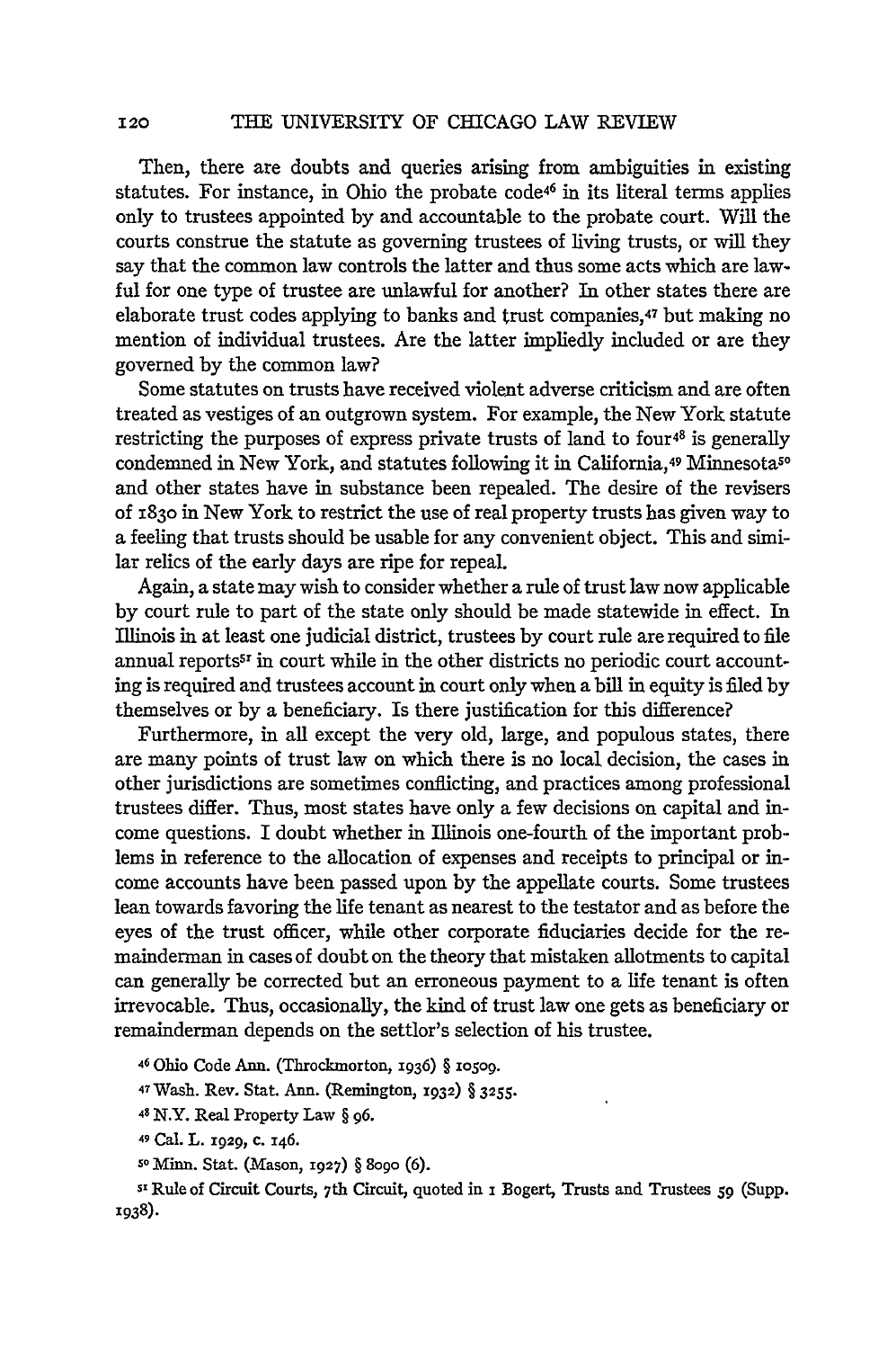Then, there are doubts and queries arising from ambiguities in existing statutes. For instance, in Ohio the probate code[46] in its literal terms applies only to trustees appointed by and accountable to the probate court. Will the courts construe the statute as governing trustees of living trusts, or will they say that the common law controls the latter and thus some acts which are lawful for one type of trustee are unlawful for another? In other states there are elaborate trust codes applying to banks and trust companies,[47] but making no mention of individual trustees. Are the latter impliedly included or are they governed by the common law?

Some statutes on trusts have received violent adverse criticism and are often treated as vestiges of an outgrown system. For example, the New York statute restricting the purposes of express private trusts of land to four[48] is generally condemned in New York, and statutes following it in California,[49] Minnesota[50] and other states have in substance been repealed. The desire of the revisers of 1830 in New York to restrict the use of real property trusts has given way to a feeling that trusts should be usable for any convenient object. This and similar relics of the early days are ripe for repeal.

Again, a state may wish to consider whether a rule of trust law now applicable by court rule to part of the state only should be made statewide in effect. In Illinois in at least one judicial district, trustees by court rule are required to file annual reports[51] in court while in the other districts no periodic court accounting is required and trustees account in court only when a bill in equity is filed by themselves or by a beneficiary. Is there justification for this difference?

Furthermore, in all except the very old, large, and populous states, there are many points of trust law on which there is no local decision, the cases in other jurisdictions are sometimes conflicting, and practices among professional trustees differ. Thus, most states have only a few decisions on capital and income questions. I doubt whether in Illinois one-fourth of the important problems in reference to the allocation of expenses and receipts to principal or income accounts have been passed upon by the appellate courts. Some trustees lean towards favoring the life tenant as nearest to the testator and as before the eyes of the trust officer, while other corporate fiduciaries decide for the remainderman in cases of doubt on the theory that mistaken allotments to capital can generally be corrected but an erroneous payment to a life tenant is often irrevocable. Thus, occasionally, the kind of trust law one gets as beneficiary or remainderman depends on the settlor's selection of his trustee.

[46] Ohio Code Ann. (Throckmorton, 1936) § 10509.

[47] Wash. Rev. Stat. Ann. (Remington, 1932) § 3255.

[48] N.Y. Real Property Law § 96.

[49] Cal. L. 1929, c. 146.

[50] Minn. Stat. (Mason, 1927) § 8090 (6).

[51] Rule of Circuit Courts, 7th Circuit, quoted in 1 Bogert, Trusts and Trustees 59 (Supp. 1938).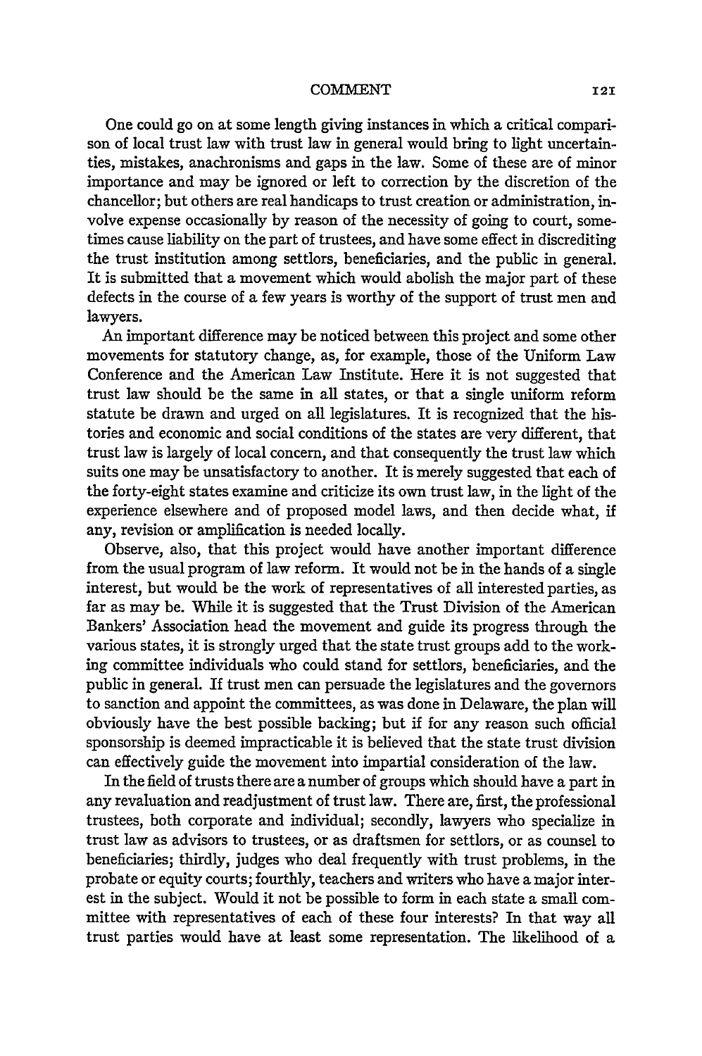One could go on at some length giving instances in which a critical comparison of local trust law with trust law in general would bring to light uncertainties, mistakes, anachronisms and gaps in the law. Some of these are of minor importance and may be ignored or left to correction by the discretion of the chancellor; but others are real handicaps to trust creation or administration, involve expense occasionally by reason of the necessity of going to court, sometimes cause liability on the part of trustees, and have some effect in discrediting the trust institution among settlors, beneficiaries, and the public in general. It is submitted that a movement which would abolish the major part of these defects in the course of a few years is worthy of the support of trust men and lawyers.

An important difference may be noticed between this project and some other movements for statutory change, as, for example, those of the Uniform Law Conference and the American Law Institute. Here it is not suggested that trust law should be the same in all states, or that a single uniform reform statute be drawn and urged on all legislatures. It is recognized that the histories and economic and social conditions of the states are very different, that trust law is largely of local concern, and that consequently the trust law which suits one may be unsatisfactory to another. It is merely suggested that each of the forty-eight states examine and criticize its own trust law, in the light of the experience elsewhere and of proposed model laws, and then decide what, if any, revision or amplification is needed locally.

Observe, also, that this project would have another important difference from the usual program of law reform. It would not be in the hands of a single interest, but would be the work of representatives of all interested parties, as far as may be. While it is suggested that the Trust Division of the American Bankers' Association head the movement and guide its progress through the various states, it is strongly urged that the state trust groups add to the working committee individuals who could stand for settlors, beneficiaries, and the public in general. If trust men can persuade the legislatures and the governors to sanction and appoint the committees, as was done in Delaware, the plan will obviously have the best possible backing; but if for any reason such official sponsorship is deemed impracticable it is believed that the state trust division can effectively guide the movement into impartial consideration of the law.

In the field of trusts there are a number of groups which should have a part in any revaluation and readjustment of trust law. There are, first, the professional trustees, both corporate and individual; secondly, lawyers who specialize in trust law as advisors to trustees, or as draftsmen for settlors, or as counsel to beneficiaries; thirdly, judges who deal frequently with trust problems, in the probate or equity courts; fourthly, teachers and writers who have a major interest in the subject. Would it not be possible to form in each state a small committee with representatives of each of these four interests? In that way all trust parties would have at least some representation. The likelihood of a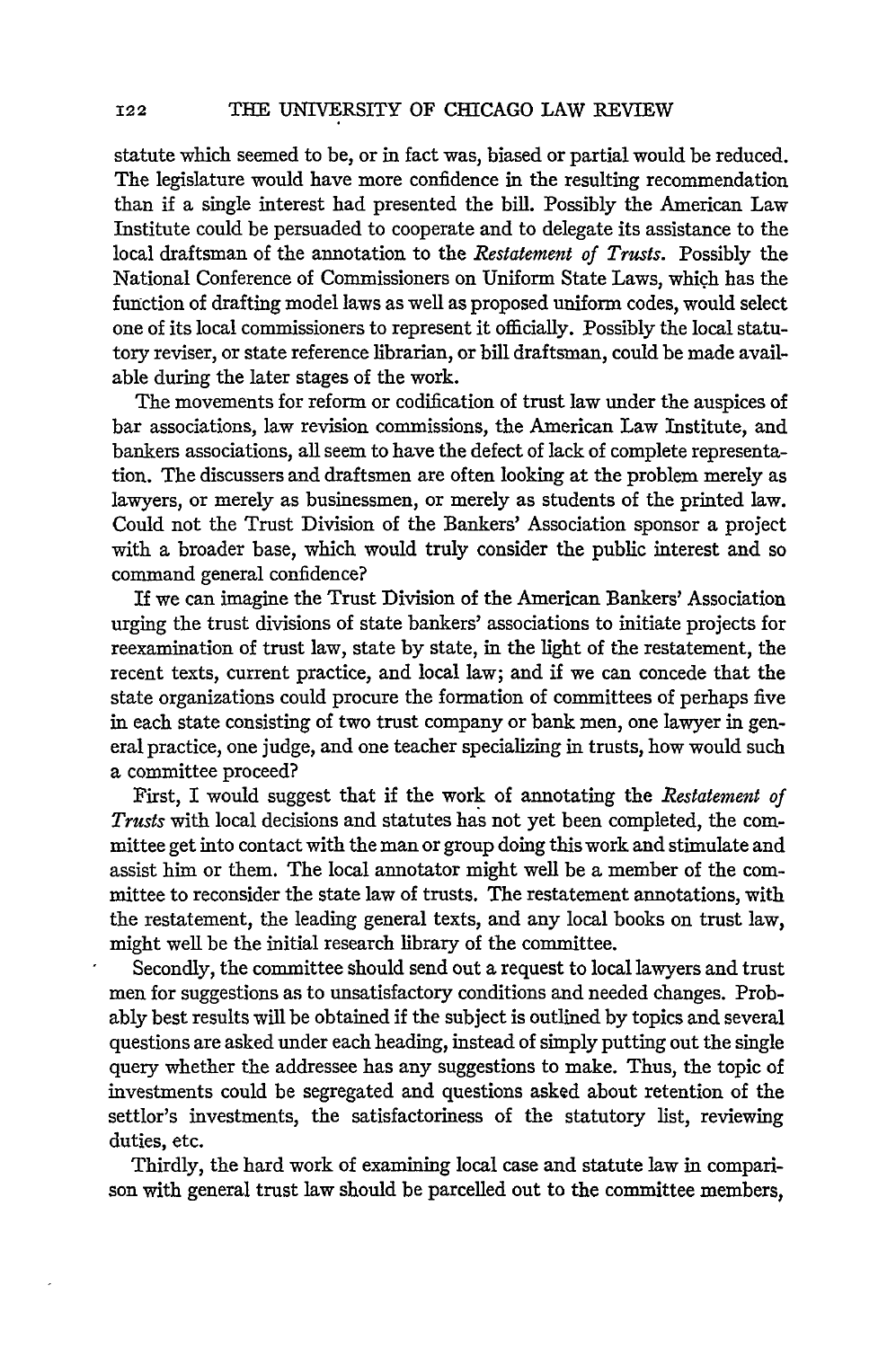statute which seemed to be, or in fact was, biased or partial would be reduced. The legislature would have more confidence in the resulting recommendation than if a single interest had presented the bill. Possibly the American Law Institute could be persuaded to cooperate and to delegate its assistance to the local draftsman of the annotation to the *Restatement of Trusts*. Possibly the National Conference of Commissioners on Uniform State Laws, which has the function of drafting model laws as well as proposed uniform codes, would select one of its local commissioners to represent it officially. Possibly the local statutory reviser, or state reference librarian, or bill draftsman, could be made available during the later stages of the work.

The movements for reform or codification of trust law under the auspices of bar associations, law revision commissions, the American Law Institute, and bankers associations, all seem to have the defect of lack of complete representation. The discussers and draftsmen are often looking at the problem merely as lawyers, or merely as businessmen, or merely as students of the printed law. Could not the Trust Division of the Bankers' Association sponsor a project with a broader base, which would truly consider the public interest and so command general confidence?

If we can imagine the Trust Division of the American Bankers' Association urging the trust divisions of state bankers' associations to initiate projects for reexamination of trust law, state by state, in the light of the restatement, the recent texts, current practice, and local law; and if we can concede that the state organizations could procure the formation of committees of perhaps five in each state consisting of two trust company or bank men, one lawyer in general practice, one judge, and one teacher specializing in trusts, how would such a committee proceed?

First, I would suggest that if the work of annotating the *Restatement of Trusts* with local decisions and statutes has not yet been completed, the committee get into contact with the man or group doing this work and stimulate and assist him or them. The local annotator might well be a member of the committee to reconsider the state law of trusts. The restatement annotations, with the restatement, the leading general texts, and any local books on trust law, might well be the initial research library of the committee.

Secondly, the committee should send out a request to local lawyers and trust men for suggestions as to unsatisfactory conditions and needed changes. Probably best results will be obtained if the subject is outlined by topics and several questions are asked under each heading, instead of simply putting out the single query whether the addressee has any suggestions to make. Thus, the topic of investments could be segregated and questions asked about retention of the settlor's investments, the satisfactoriness of the statutory list, reviewing duties, etc.

Thirdly, the hard work of examining local case and statute law in comparison with general trust law should be parcelled out to the committee members,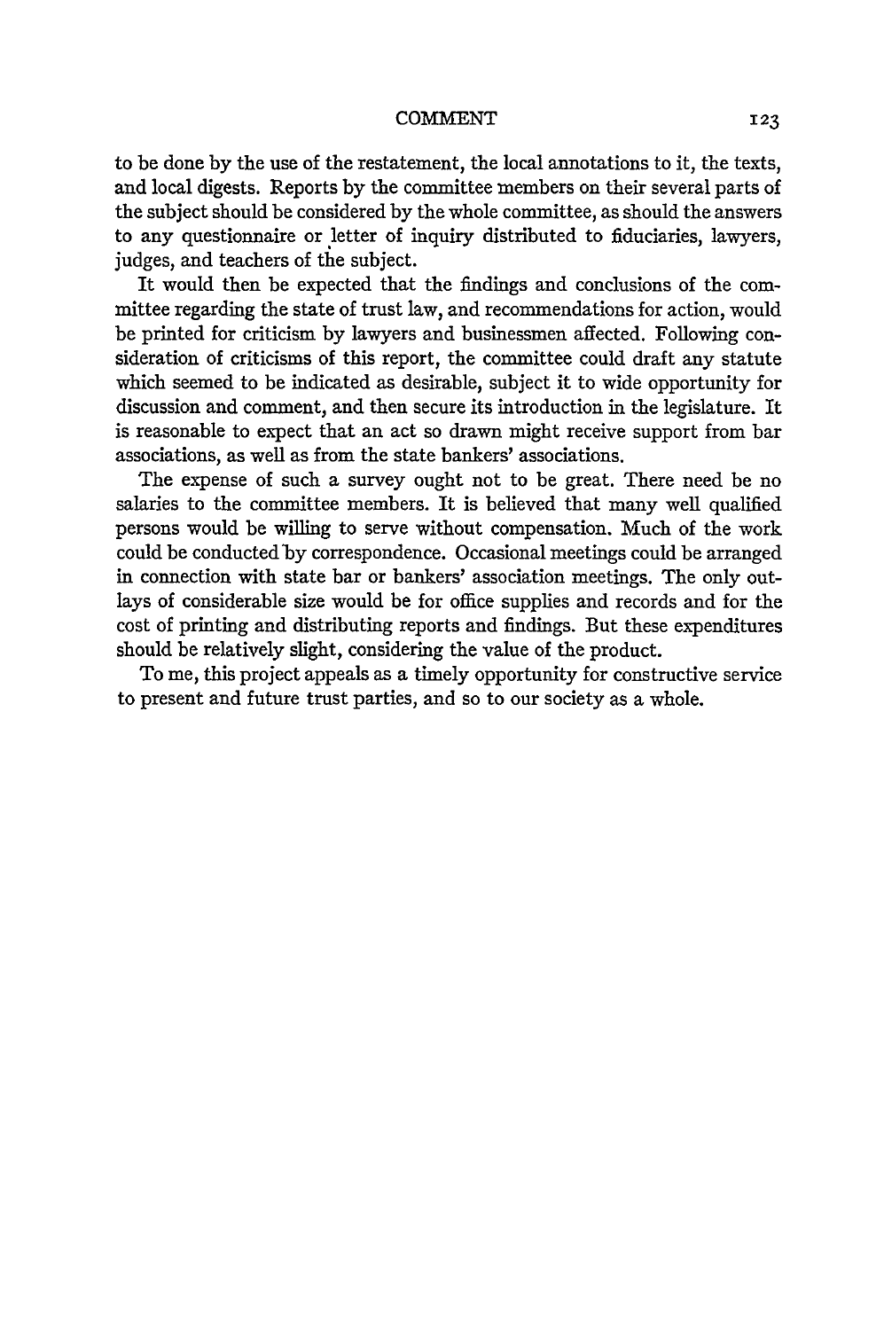to be done by the use of the restatement, the local annotations to it, the texts, and local digests. Reports by the committee members on their several parts of the subject should be considered by the whole committee, as should the answers to any questionnaire or letter of inquiry distributed to fiduciaries, lawyers, judges, and teachers of the subject.

It would then be expected that the findings and conclusions of the committee regarding the state of trust law, and recommendations for action, would be printed for criticism by lawyers and businessmen affected. Following consideration of criticisms of this report, the committee could draft any statute which seemed to be indicated as desirable, subject it to wide opportunity for discussion and comment, and then secure its introduction in the legislature. It is reasonable to expect that an act so drawn might receive support from bar associations, as well as from the state bankers' associations.

The expense of such a survey ought not to be great. There need be no salaries to the committee members. It is believed that many well qualified persons would be willing to serve without compensation. Much of the work could be conducted by correspondence. Occasional meetings could be arranged in connection with state bar or bankers' association meetings. The only outlays of considerable size would be for office supplies and records and for the cost of printing and distributing reports and findings. But these expenditures should be relatively slight, considering the value of the product.

To me, this project appeals as a timely opportunity for constructive service to present and future trust parties, and so to our society as a whole.